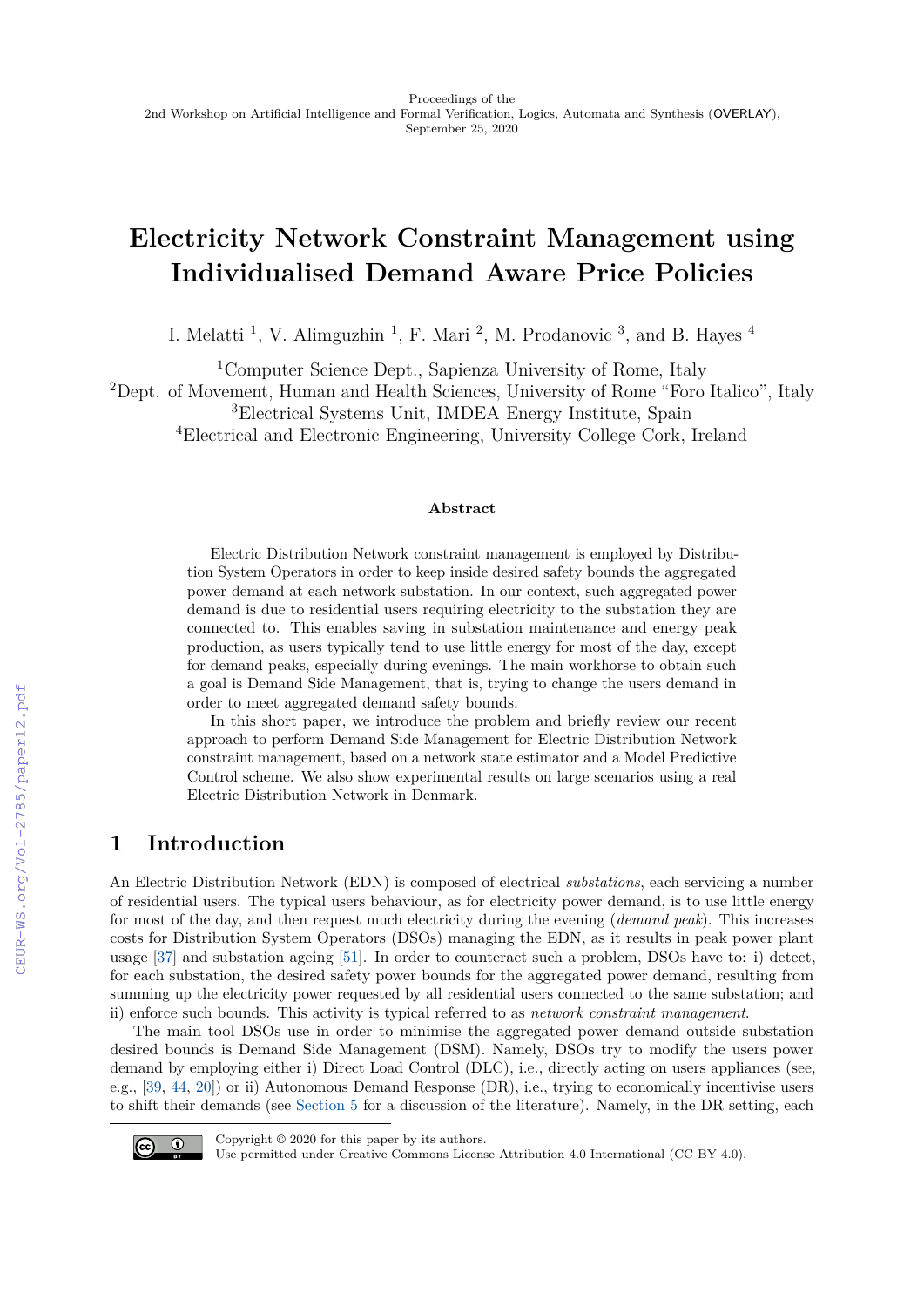Proceedings of the
2nd Workshop on Artificial Intelligence and Formal Verification, Logics, Automata and Synthesis (OVERLAY),
September 25, 2020

# Electricity Network Constraint Management using Individualised Demand Aware Price Policies

I. Melatti [1], V. Alimguzhin [1], F. Mari [2], M. Prodanovic [3], and B. Hayes [4]

[1]Computer Science Dept., Sapienza University of Rome, Italy
[2]Dept. of Movement, Human and Health Sciences, University of Rome "Foro Italico", Italy
[3]Electrical Systems Unit, IMDEA Energy Institute, Spain
[4]Electrical and Electronic Engineering, University College Cork, Ireland

#### Abstract

Electric Distribution Network constraint management is employed by Distribution System Operators in order to keep inside desired safety bounds the aggregated power demand at each network substation. In our context, such aggregated power demand is due to residential users requiring electricity to the substation they are connected to. This enables saving in substation maintenance and energy peak production, as users typically tend to use little energy for most of the day, except for demand peaks, especially during evenings. The main workhorse to obtain such a goal is Demand Side Management, that is, trying to change the users demand in order to meet aggregated demand safety bounds.

In this short paper, we introduce the problem and briefly review our recent approach to perform Demand Side Management for Electric Distribution Network constraint management, based on a network state estimator and a Model Predictive Control scheme. We also show experimental results on large scenarios using a real Electric Distribution Network in Denmark.

## 1 Introduction

An Electric Distribution Network (EDN) is composed of electrical *substations*, each servicing a number of residential users. The typical users behaviour, as for electricity power demand, is to use little energy for most of the day, and then request much electricity during the evening (*demand peak*). This increases costs for Distribution System Operators (DSOs) managing the EDN, as it results in peak power plant usage [37] and substation ageing [51]. In order to counteract such a problem, DSOs have to: i) detect, for each substation, the desired safety power bounds for the aggregated power demand, resulting from summing up the electricity power requested by all residential users connected to the same substation; and ii) enforce such bounds. This activity is typical referred to as *network constraint management*.

The main tool DSOs use in order to minimise the aggregated power demand outside substation desired bounds is Demand Side Management (DSM). Namely, DSOs try to modify the users power demand by employing either i) Direct Load Control (DLC), i.e., directly acting on users appliances (see, e.g., [39, 44, 20]) or ii) Autonomous Demand Response (DR), i.e., trying to economically incentivise users to shift their demands (see Section 5 for a discussion of the literature). Namely, in the DR setting, each

Copyright © 2020 for this paper by its authors.
Use permitted under Creative Commons License Attribution 4.0 International (CC BY 4.0).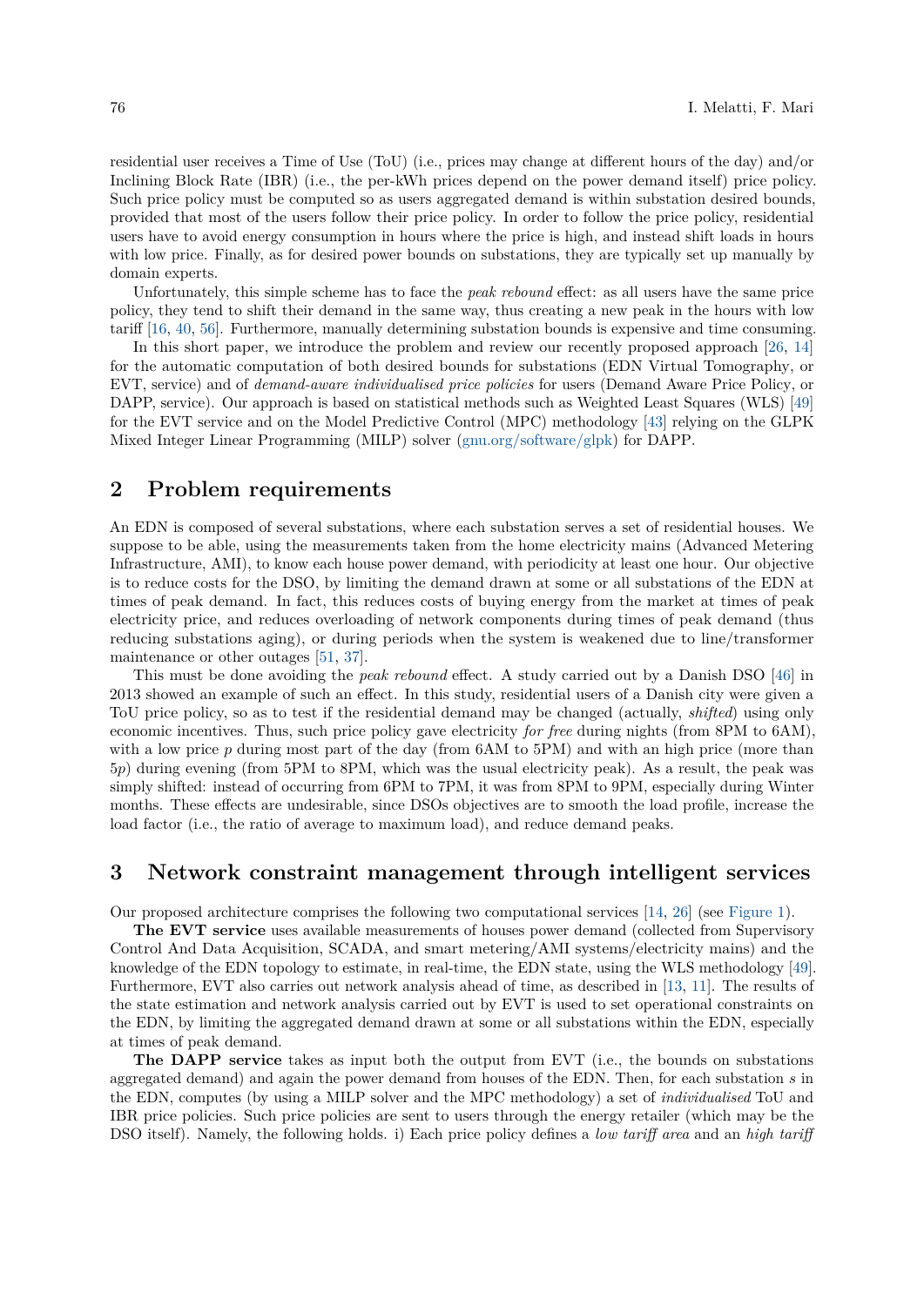residential user receives a Time of Use (ToU) (i.e., prices may change at different hours of the day) and/or Inclining Block Rate (IBR) (i.e., the per-kWh prices depend on the power demand itself) price policy. Such price policy must be computed so as users aggregated demand is within substation desired bounds, provided that most of the users follow their price policy. In order to follow the price policy, residential users have to avoid energy consumption in hours where the price is high, and instead shift loads in hours with low price. Finally, as for desired power bounds on substations, they are typically set up manually by domain experts.

Unfortunately, this simple scheme has to face the *peak rebound* effect: as all users have the same price policy, they tend to shift their demand in the same way, thus creating a new peak in the hours with low tariff [16, 40, 56]. Furthermore, manually determining substation bounds is expensive and time consuming.

In this short paper, we introduce the problem and review our recently proposed approach [26, 14] for the automatic computation of both desired bounds for substations (EDN Virtual Tomography, or EVT, service) and of *demand-aware individualised price policies* for users (Demand Aware Price Policy, or DAPP, service). Our approach is based on statistical methods such as Weighted Least Squares (WLS) [49] for the EVT service and on the Model Predictive Control (MPC) methodology [43] relying on the GLPK Mixed Integer Linear Programming (MILP) solver (gnu.org/software/glpk) for DAPP.

## 2 Problem requirements

An EDN is composed of several substations, where each substation serves a set of residential houses. We suppose to be able, using the measurements taken from the home electricity mains (Advanced Metering Infrastructure, AMI), to know each house power demand, with periodicity at least one hour. Our objective is to reduce costs for the DSO, by limiting the demand drawn at some or all substations of the EDN at times of peak demand. In fact, this reduces costs of buying energy from the market at times of peak electricity price, and reduces overloading of network components during times of peak demand (thus reducing substations aging), or during periods when the system is weakened due to line/transformer maintenance or other outages [51, 37].

This must be done avoiding the *peak rebound* effect. A study carried out by a Danish DSO [46] in 2013 showed an example of such an effect. In this study, residential users of a Danish city were given a ToU price policy, so as to test if the residential demand may be changed (actually, *shifted*) using only economic incentives. Thus, such price policy gave electricity *for free* during nights (from 8PM to 6AM), with a low price $p$ during most part of the day (from 6AM to 5PM) and with an high price (more than $5p$) during evening (from 5PM to 8PM, which was the usual electricity peak). As a result, the peak was simply shifted: instead of occurring from 6PM to 7PM, it was from 8PM to 9PM, especially during Winter months. These effects are undesirable, since DSOs objectives are to smooth the load profile, increase the load factor (i.e., the ratio of average to maximum load), and reduce demand peaks.

## 3 Network constraint management through intelligent services

Our proposed architecture comprises the following two computational services [14, 26] (see Figure 1).

**The EVT service** uses available measurements of houses power demand (collected from Supervisory Control And Data Acquisition, SCADA, and smart metering/AMI systems/electricity mains) and the knowledge of the EDN topology to estimate, in real-time, the EDN state, using the WLS methodology [49]. Furthermore, EVT also carries out network analysis ahead of time, as described in [13, 11]. The results of the state estimation and network analysis carried out by EVT is used to set operational constraints on the EDN, by limiting the aggregated demand drawn at some or all substations within the EDN, especially at times of peak demand.

**The DAPP service** takes as input both the output from EVT (i.e., the bounds on substations aggregated demand) and again the power demand from houses of the EDN. Then, for each substation $s$ in the EDN, computes (by using a MILP solver and the MPC methodology) a set of *individualised* ToU and IBR price policies. Such price policies are sent to users through the energy retailer (which may be the DSO itself). Namely, the following holds. i) Each price policy defines a *low tariff area* and an *high tariff*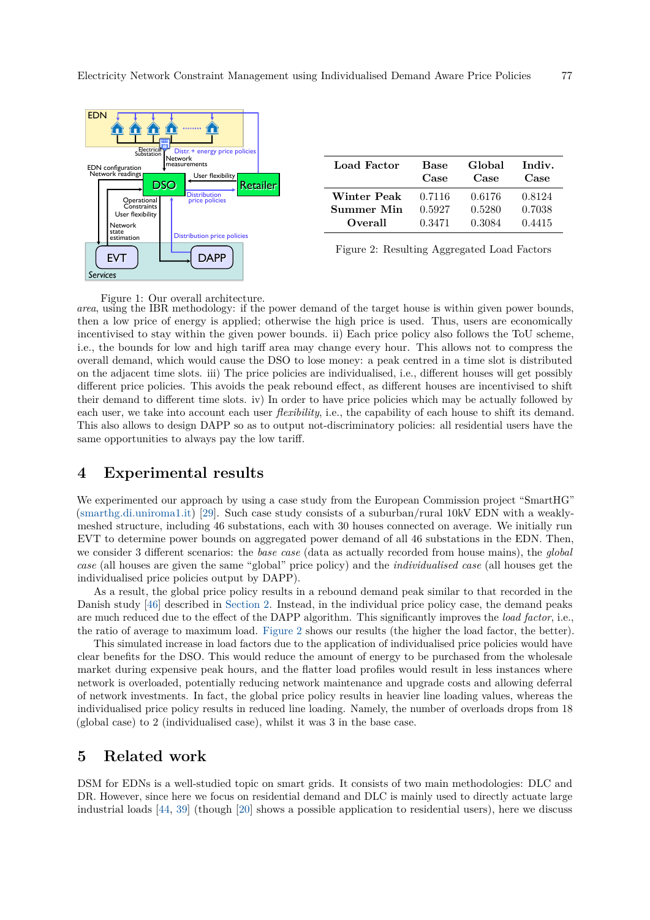Figure 1: Our overall architecture.

| Load Factor | Base Case | Global Case | Indiv. Case |
|---|---|---|---|
| Winter Peak | 0.7116 | 0.6176 | 0.8124 |
| Summer Min | 0.5927 | 0.5280 | 0.7038 |
| Overall | 0.3471 | 0.3084 | 0.4415 |

Figure 2: Resulting Aggregated Load Factors

*area*, using the IBR methodology: if the power demand of the target house is within given power bounds, then a low price of energy is applied; otherwise the high price is used. Thus, users are economically incentivised to stay within the given power bounds. ii) Each price policy also follows the ToU scheme, i.e., the bounds for low and high tariff area may change every hour. This allows not to compress the overall demand, which would cause the DSO to lose money: a peak centred in a time slot is distributed on the adjacent time slots. iii) The price policies are individualised, i.e., different houses will get possibly different price policies. This avoids the peak rebound effect, as different houses are incentivised to shift their demand to different time slots. iv) In order to have price policies which may be actually followed by each user, we take into account each user *flexibility*, i.e., the capability of each house to shift its demand. This also allows to design DAPP so as to output not-discriminatory policies: all residential users have the same opportunities to always pay the low tariff.

## 4 Experimental results

We experimented our approach by using a case study from the European Commission project "SmartHG" (smarthg.di.uniroma1.it) [29]. Such case study consists of a suburban/rural 10kV EDN with a weakly-meshed structure, including 46 substations, each with 30 houses connected on average. We initially run EVT to determine power bounds on aggregated power demand of all 46 substations in the EDN. Then, we consider 3 different scenarios: the *base case* (data as actually recorded from house mains), the *global case* (all houses are given the same "global" price policy) and the *individualised case* (all houses get the individualised price policies output by DAPP).

As a result, the global price policy results in a rebound demand peak similar to that recorded in the Danish study [46] described in Section 2. Instead, in the individual price policy case, the demand peaks are much reduced due to the effect of the DAPP algorithm. This significantly improves the *load factor*, i.e., the ratio of average to maximum load. Figure 2 shows our results (the higher the load factor, the better).

This simulated increase in load factors due to the application of individualised price policies would have clear benefits for the DSO. This would reduce the amount of energy to be purchased from the wholesale market during expensive peak hours, and the flatter load profiles would result in less instances where network is overloaded, potentially reducing network maintenance and upgrade costs and allowing deferral of network investments. In fact, the global price policy results in heavier line loading values, whereas the individualised price policy results in reduced line loading. Namely, the number of overloads drops from 18 (global case) to 2 (individualised case), whilst it was 3 in the base case.

## 5 Related work

DSM for EDNs is a well-studied topic on smart grids. It consists of two main methodologies: DLC and DR. However, since here we focus on residential demand and DLC is mainly used to directly actuate large industrial loads [44, 39] (though [20] shows a possible application to residential users), here we discuss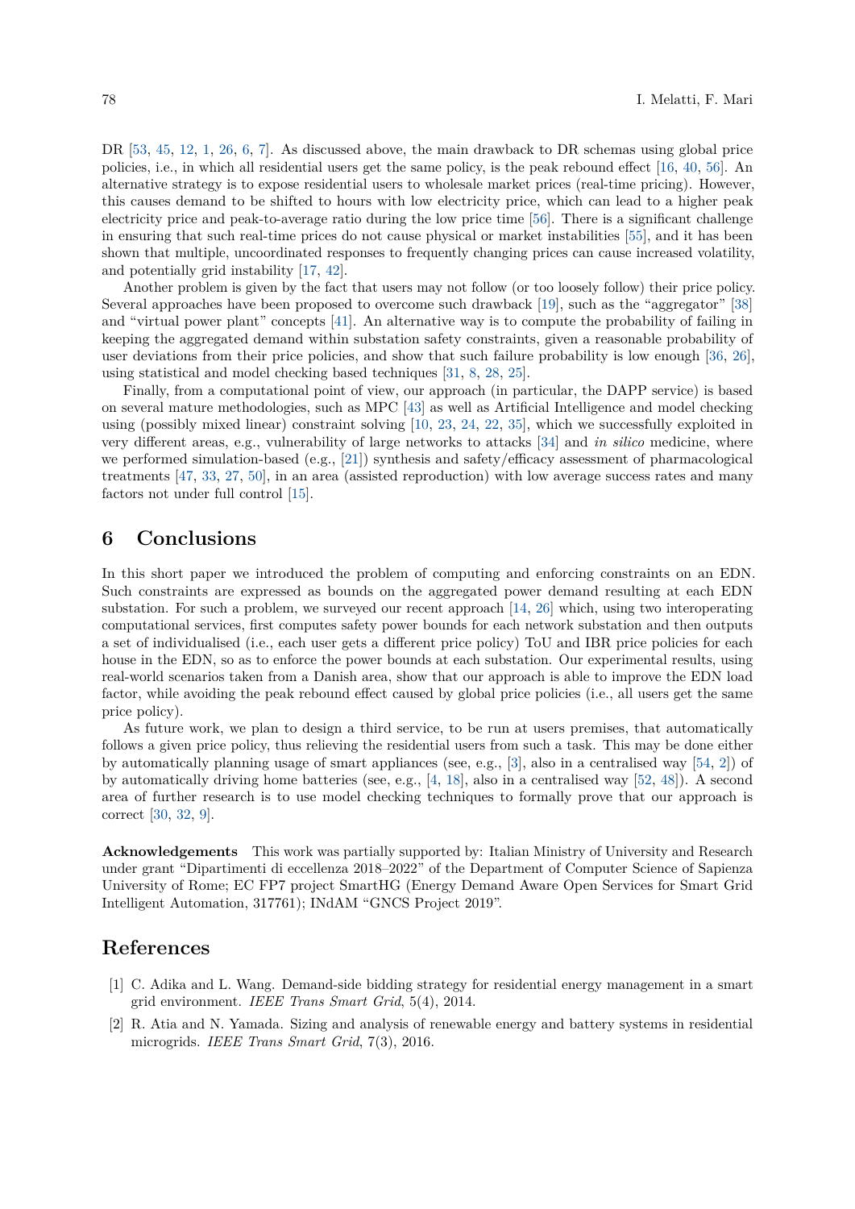DR [53, 45, 12, 1, 26, 6, 7]. As discussed above, the main drawback to DR schemas using global price policies, i.e., in which all residential users get the same policy, is the peak rebound effect [16, 40, 56]. An alternative strategy is to expose residential users to wholesale market prices (real-time pricing). However, this causes demand to be shifted to hours with low electricity price, which can lead to a higher peak electricity price and peak-to-average ratio during the low price time [56]. There is a significant challenge in ensuring that such real-time prices do not cause physical or market instabilities [55], and it has been shown that multiple, uncoordinated responses to frequently changing prices can cause increased volatility, and potentially grid instability [17, 42].

Another problem is given by the fact that users may not follow (or too loosely follow) their price policy. Several approaches have been proposed to overcome such drawback [19], such as the "aggregator" [38] and "virtual power plant" concepts [41]. An alternative way is to compute the probability of failing in keeping the aggregated demand within substation safety constraints, given a reasonable probability of user deviations from their price policies, and show that such failure probability is low enough [36, 26], using statistical and model checking based techniques [31, 8, 28, 25].

Finally, from a computational point of view, our approach (in particular, the DAPP service) is based on several mature methodologies, such as MPC [43] as well as Artificial Intelligence and model checking using (possibly mixed linear) constraint solving [10, 23, 24, 22, 35], which we successfully exploited in very different areas, e.g., vulnerability of large networks to attacks [34] and *in silico* medicine, where we performed simulation-based (e.g., [21]) synthesis and safety/efficacy assessment of pharmacological treatments [47, 33, 27, 50], in an area (assisted reproduction) with low average success rates and many factors not under full control [15].

## 6 Conclusions

In this short paper we introduced the problem of computing and enforcing constraints on an EDN. Such constraints are expressed as bounds on the aggregated power demand resulting at each EDN substation. For such a problem, we surveyed our recent approach [14, 26] which, using two interoperating computational services, first computes safety power bounds for each network substation and then outputs a set of individualised (i.e., each user gets a different price policy) ToU and IBR price policies for each house in the EDN, so as to enforce the power bounds at each substation. Our experimental results, using real-world scenarios taken from a Danish area, show that our approach is able to improve the EDN load factor, while avoiding the peak rebound effect caused by global price policies (i.e., all users get the same price policy).

As future work, we plan to design a third service, to be run at users premises, that automatically follows a given price policy, thus relieving the residential users from such a task. This may be done either by automatically planning usage of smart appliances (see, e.g., [3], also in a centralised way [54, 2]) of by automatically driving home batteries (see, e.g., [4, 18], also in a centralised way [52, 48]). A second area of further research is to use model checking techniques to formally prove that our approach is correct [30, 32, 9].

**Acknowledgements** This work was partially supported by: Italian Ministry of University and Research under grant "Dipartimenti di eccellenza 2018–2022" of the Department of Computer Science of Sapienza University of Rome; EC FP7 project SmartHG (Energy Demand Aware Open Services for Smart Grid Intelligent Automation, 317761); INdAM "GNCS Project 2019".

## References

[1] C. Adika and L. Wang. Demand-side bidding strategy for residential energy management in a smart grid environment. *IEEE Trans Smart Grid*, 5(4), 2014.

[2] R. Atia and N. Yamada. Sizing and analysis of renewable energy and battery systems in residential microgrids. *IEEE Trans Smart Grid*, 7(3), 2016.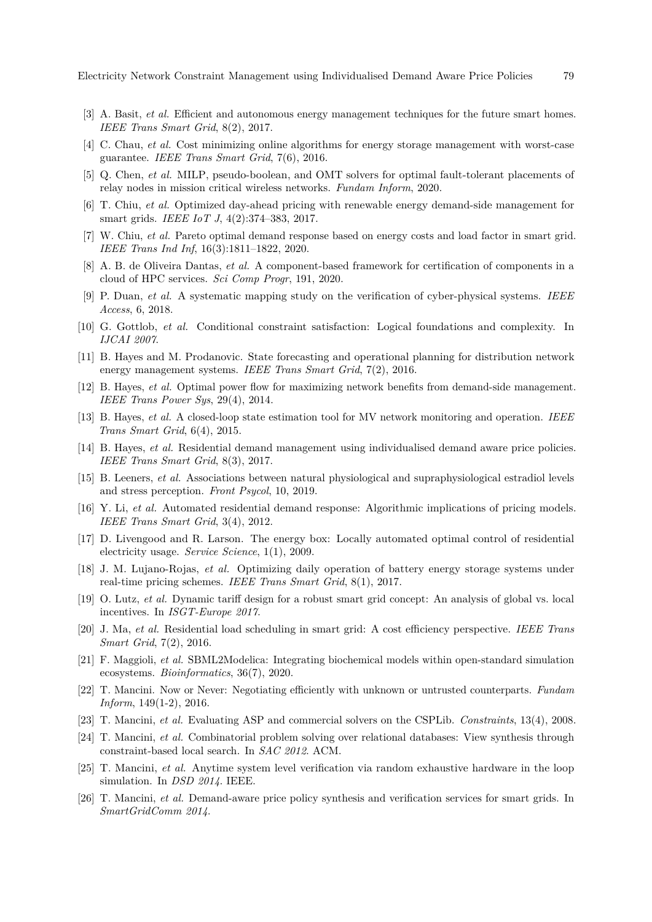[3] A. Basit, *et al.* Efficient and autonomous energy management techniques for the future smart homes. *IEEE Trans Smart Grid*, 8(2), 2017.

[4] C. Chau, *et al.* Cost minimizing online algorithms for energy storage management with worst-case guarantee. *IEEE Trans Smart Grid*, 7(6), 2016.

[5] Q. Chen, *et al.* MILP, pseudo-boolean, and OMT solvers for optimal fault-tolerant placements of relay nodes in mission critical wireless networks. *Fundam Inform*, 2020.

[6] T. Chiu, *et al.* Optimized day-ahead pricing with renewable energy demand-side management for smart grids. *IEEE IoT J*, 4(2):374–383, 2017.

[7] W. Chiu, *et al.* Pareto optimal demand response based on energy costs and load factor in smart grid. *IEEE Trans Ind Inf*, 16(3):1811–1822, 2020.

[8] A. B. de Oliveira Dantas, *et al.* A component-based framework for certification of components in a cloud of HPC services. *Sci Comp Progr*, 191, 2020.

[9] P. Duan, *et al.* A systematic mapping study on the verification of cyber-physical systems. *IEEE Access*, 6, 2018.

[10] G. Gottlob, *et al.* Conditional constraint satisfaction: Logical foundations and complexity. In *IJCAI 2007*.

[11] B. Hayes and M. Prodanovic. State forecasting and operational planning for distribution network energy management systems. *IEEE Trans Smart Grid*, 7(2), 2016.

[12] B. Hayes, *et al.* Optimal power flow for maximizing network benefits from demand-side management. *IEEE Trans Power Sys*, 29(4), 2014.

[13] B. Hayes, *et al.* A closed-loop state estimation tool for MV network monitoring and operation. *IEEE Trans Smart Grid*, 6(4), 2015.

[14] B. Hayes, *et al.* Residential demand management using individualised demand aware price policies. *IEEE Trans Smart Grid*, 8(3), 2017.

[15] B. Leeners, *et al.* Associations between natural physiological and supraphysiological estradiol levels and stress perception. *Front Psycol*, 10, 2019.

[16] Y. Li, *et al.* Automated residential demand response: Algorithmic implications of pricing models. *IEEE Trans Smart Grid*, 3(4), 2012.

[17] D. Livengood and R. Larson. The energy box: Locally automated optimal control of residential electricity usage. *Service Science*, 1(1), 2009.

[18] J. M. Lujano-Rojas, *et al.* Optimizing daily operation of battery energy storage systems under real-time pricing schemes. *IEEE Trans Smart Grid*, 8(1), 2017.

[19] O. Lutz, *et al.* Dynamic tariff design for a robust smart grid concept: An analysis of global vs. local incentives. In *ISGT-Europe 2017*.

[20] J. Ma, *et al.* Residential load scheduling in smart grid: A cost efficiency perspective. *IEEE Trans Smart Grid*, 7(2), 2016.

[21] F. Maggioli, *et al.* SBML2Modelica: Integrating biochemical models within open-standard simulation ecosystems. *Bioinformatics*, 36(7), 2020.

[22] T. Mancini. Now or Never: Negotiating efficiently with unknown or untrusted counterparts. *Fundam Inform*, 149(1-2), 2016.

[23] T. Mancini, *et al.* Evaluating ASP and commercial solvers on the CSPLib. *Constraints*, 13(4), 2008.

[24] T. Mancini, *et al.* Combinatorial problem solving over relational databases: View synthesis through constraint-based local search. In *SAC 2012*. ACM.

[25] T. Mancini, *et al.* Anytime system level verification via random exhaustive hardware in the loop simulation. In *DSD 2014*. IEEE.

[26] T. Mancini, *et al.* Demand-aware price policy synthesis and verification services for smart grids. In *SmartGridComm 2014*.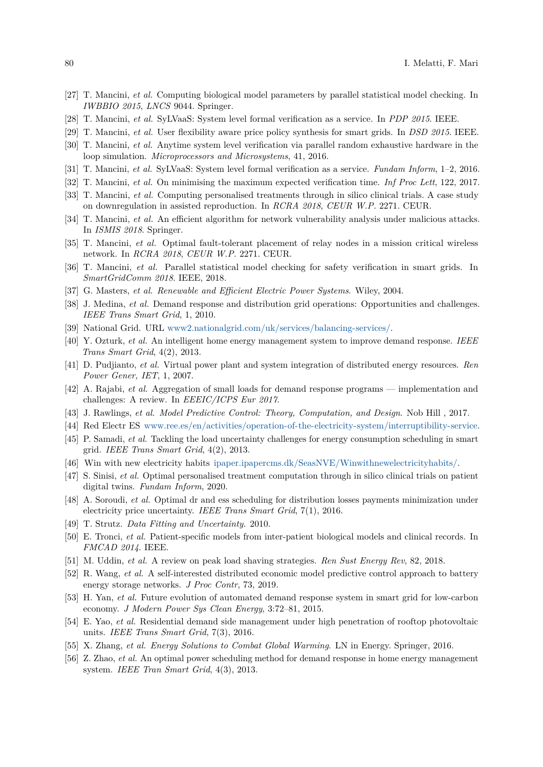[27] T. Mancini, *et al.* Computing biological model parameters by parallel statistical model checking. In *IWBBIO 2015*, *LNCS* 9044. Springer.

[28] T. Mancini, *et al.* SyLVaaS: System level formal verification as a service. In *PDP 2015*. IEEE.

[29] T. Mancini, *et al.* User flexibility aware price policy synthesis for smart grids. In *DSD 2015*. IEEE.

[30] T. Mancini, *et al.* Anytime system level verification via parallel random exhaustive hardware in the loop simulation. *Microprocessors and Microsystems*, 41, 2016.

[31] T. Mancini, *et al.* SyLVaaS: System level formal verification as a service. *Fundam Inform*, 1–2, 2016.

[32] T. Mancini, *et al.* On minimising the maximum expected verification time. *Inf Proc Lett*, 122, 2017.

[33] T. Mancini, *et al.* Computing personalised treatments through in silico clinical trials. A case study on downregulation in assisted reproduction. In *RCRA 2018*, *CEUR W.P.* 2271. CEUR.

[34] T. Mancini, *et al.* An efficient algorithm for network vulnerability analysis under malicious attacks. In *ISMIS 2018*. Springer.

[35] T. Mancini, *et al.* Optimal fault-tolerant placement of relay nodes in a mission critical wireless network. In *RCRA 2018*, *CEUR W.P.* 2271. CEUR.

[36] T. Mancini, *et al.* Parallel statistical model checking for safety verification in smart grids. In *SmartGridComm 2018*. IEEE, 2018.

[37] G. Masters, *et al.* *Renewable and Efficient Electric Power Systems*. Wiley, 2004.

[38] J. Medina, *et al.* Demand response and distribution grid operations: Opportunities and challenges. *IEEE Trans Smart Grid*, 1, 2010.

[39] National Grid. URL www2.nationalgrid.com/uk/services/balancing-services/.

[40] Y. Ozturk, *et al.* An intelligent home energy management system to improve demand response. *IEEE Trans Smart Grid*, 4(2), 2013.

[41] D. Pudjianto, *et al.* Virtual power plant and system integration of distributed energy resources. *Ren Power Gener, IET*, 1, 2007.

[42] A. Rajabi, *et al.* Aggregation of small loads for demand response programs — implementation and challenges: A review. In *EEEIC/ICPS Eur 2017*.

[43] J. Rawlings, *et al.* *Model Predictive Control: Theory, Computation, and Design*. Nob Hill , 2017.

[44] Red Electr ES www.ree.es/en/activities/operation-of-the-electricity-system/interruptibility-service.

[45] P. Samadi, *et al.* Tackling the load uncertainty challenges for energy consumption scheduling in smart grid. *IEEE Trans Smart Grid*, 4(2), 2013.

[46] Win with new electricity habits ipaper.ipapercms.dk/SeasNVE/Winwithnewelectricityhabits/.

[47] S. Sinisi, *et al.* Optimal personalised treatment computation through in silico clinical trials on patient digital twins. *Fundam Inform*, 2020.

[48] A. Soroudi, *et al.* Optimal dr and ess scheduling for distribution losses payments minimization under electricity price uncertainty. *IEEE Trans Smart Grid*, 7(1), 2016.

[49] T. Strutz. *Data Fitting and Uncertainty*. 2010.

[50] E. Tronci, *et al.* Patient-specific models from inter-patient biological models and clinical records. In *FMCAD 2014*. IEEE.

[51] M. Uddin, *et al.* A review on peak load shaving strategies. *Ren Sust Energy Rev*, 82, 2018.

[52] R. Wang, *et al.* A self-interested distributed economic model predictive control approach to battery energy storage networks. *J Proc Contr*, 73, 2019.

[53] H. Yan, *et al.* Future evolution of automated demand response system in smart grid for low-carbon economy. *J Modern Power Sys Clean Energy*, 3:72–81, 2015.

[54] E. Yao, *et al.* Residential demand side management under high penetration of rooftop photovoltaic units. *IEEE Trans Smart Grid*, 7(3), 2016.

[55] X. Zhang, *et al.* *Energy Solutions to Combat Global Warming*. LN in Energy. Springer, 2016.

[56] Z. Zhao, *et al.* An optimal power scheduling method for demand response in home energy management system. *IEEE Tran Smart Grid*, 4(3), 2013.